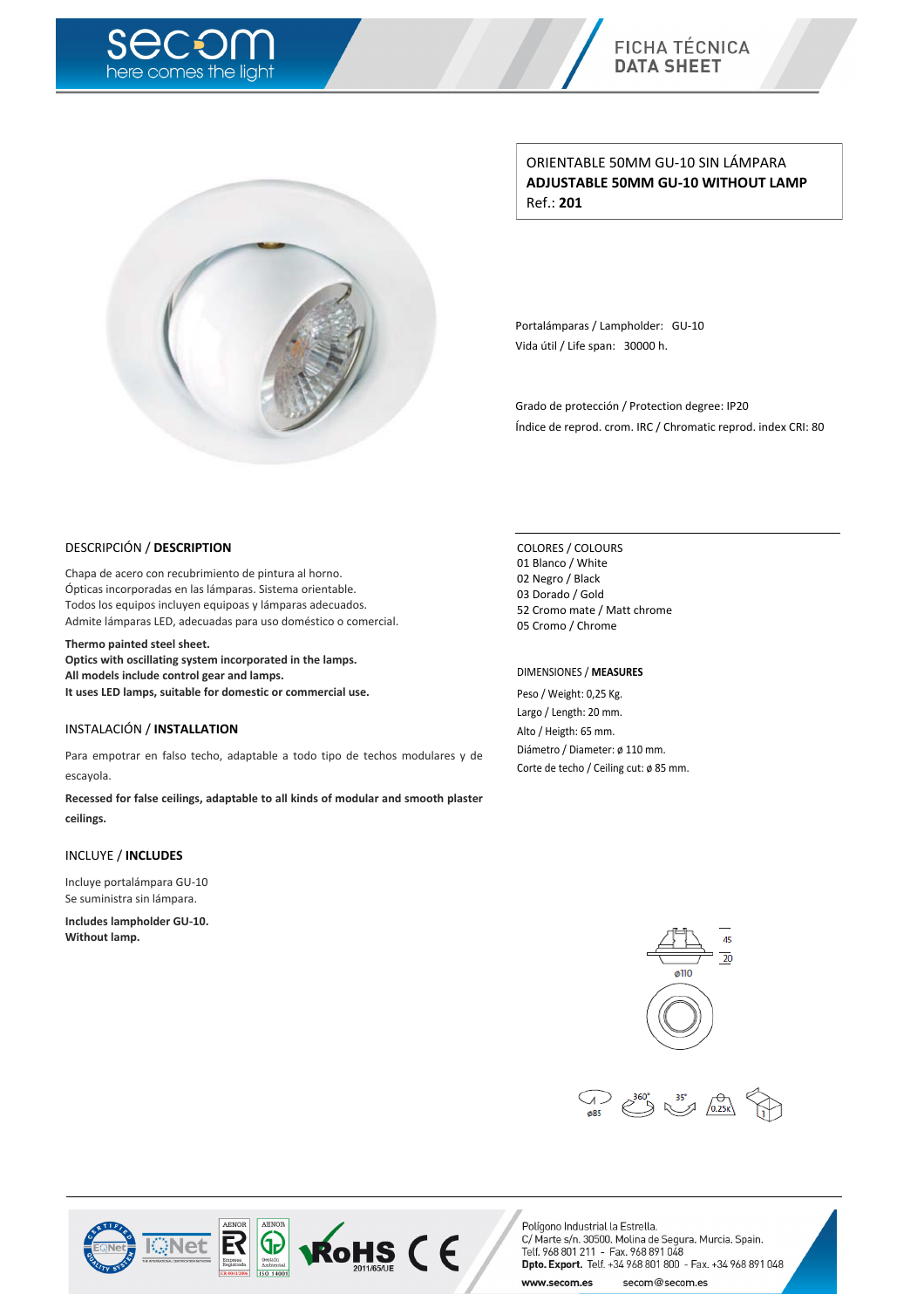# FICHA TÉCNICA
# DATA SHEET

ORIENTABLE 50MM GU-10 SIN LÁMPARA
**ADJUSTABLE 50MM GU-10 WITHOUT LAMP**
Ref.: **201**

Portalámparas / Lampholder: GU-10
Vida útil / Life span: 30000 h.

Grado de protección / Protection degree: IP20
Índice de reprod. crom. IRC / Chromatic reprod. index CRI: 80

## DESCRIPCIÓN / **DESCRIPTION**

Chapa de acero con recubrimiento de pintura al horno.
Ópticas incorporadas en las lámparas. Sistema orientable.
Todos los equipos incluyen equipoas y lámparas adecuados.
Admite lámparas LED, adecuadas para uso doméstico o comercial.

**Thermo painted steel sheet.**
**Optics with oscillating system incorporated in the lamps.**
**All models include control gear and lamps.**
**It uses LED lamps, suitable for domestic or commercial use.**

## INSTALACIÓN / **INSTALLATION**

Para empotrar en falso techo, adaptable a todo tipo de techos modulares y de escayola.

**Recessed for false ceilings, adaptable to all kinds of modular and smooth plaster ceilings.**

## INCLUYE / **INCLUDES**

Incluye portalámpara GU-10
Se suministra sin lámpara.

**Includes lampholder GU-10.**
**Without lamp.**

## COLORES / COLOURS

01 Blanco / White
02 Negro / Black
03 Dorado / Gold
52 Cromo mate / Matt chrome
05 Cromo / Chrome

## DIMENSIONES / **MEASURES**

Peso / Weight: 0,25 Kg.
Largo / Length: 20 mm.
Alto / Heigth: 65 mm.
Diámetro / Diameter: ø 110 mm.
Corte de techo / Ceiling cut: ø 85 mm.

45
20
ø110

ø85 360° 35° 0.25K 1

Polígono Industrial la Estrella.
C/ Marte s/n. 30500. Molina de Segura. Murcia. Spain.
Telf. 968 801 211 - Fax. 968 891 048
**Dpto. Export.** Telf. +34 968 801 800 - Fax. +34 968 891 048
**www.secom.es** secom@secom.es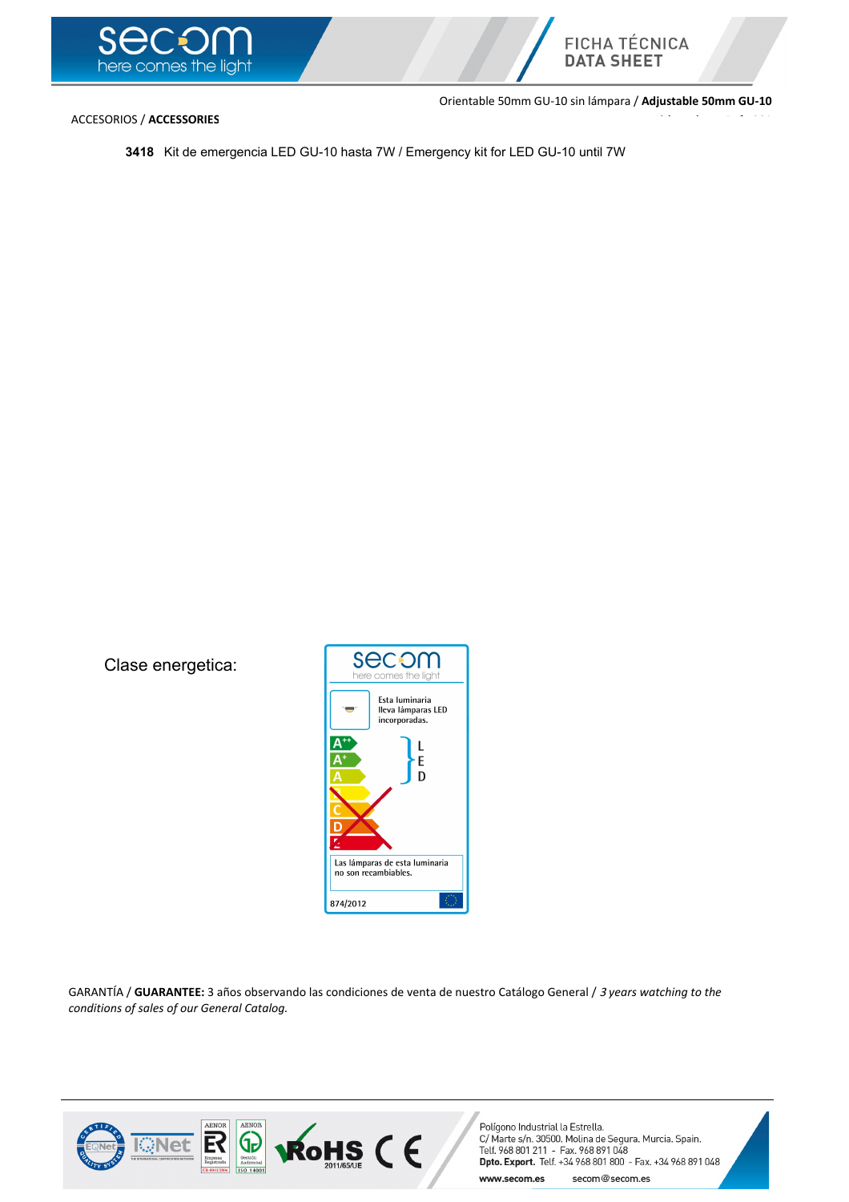Orientable 50mm GU-10 sin lámpara / **Adjustable 50mm GU-10**

ACCESORIOS / **ACCESSORIES**

**3418** Kit de emergencia LED GU-10 hasta 7W / Emergency kit for LED GU-10 until 7W

Clase energetica:

GARANTÍA / **GUARANTEE:** 3 años observando las condiciones de venta de nuestro Catálogo General / *3 years watching to the conditions of sales of our General Catalog.*

Polígono Industrial la Estrella.
C/ Marte s/n. 30500. Molina de Segura. Murcia. Spain.
Telf. 968 801 211 - Fax. 968 891 048
**Dpto. Export.** Telf. +34 968 801 800 - Fax. +34 968 891 048
**www.secom.es** secom@secom.es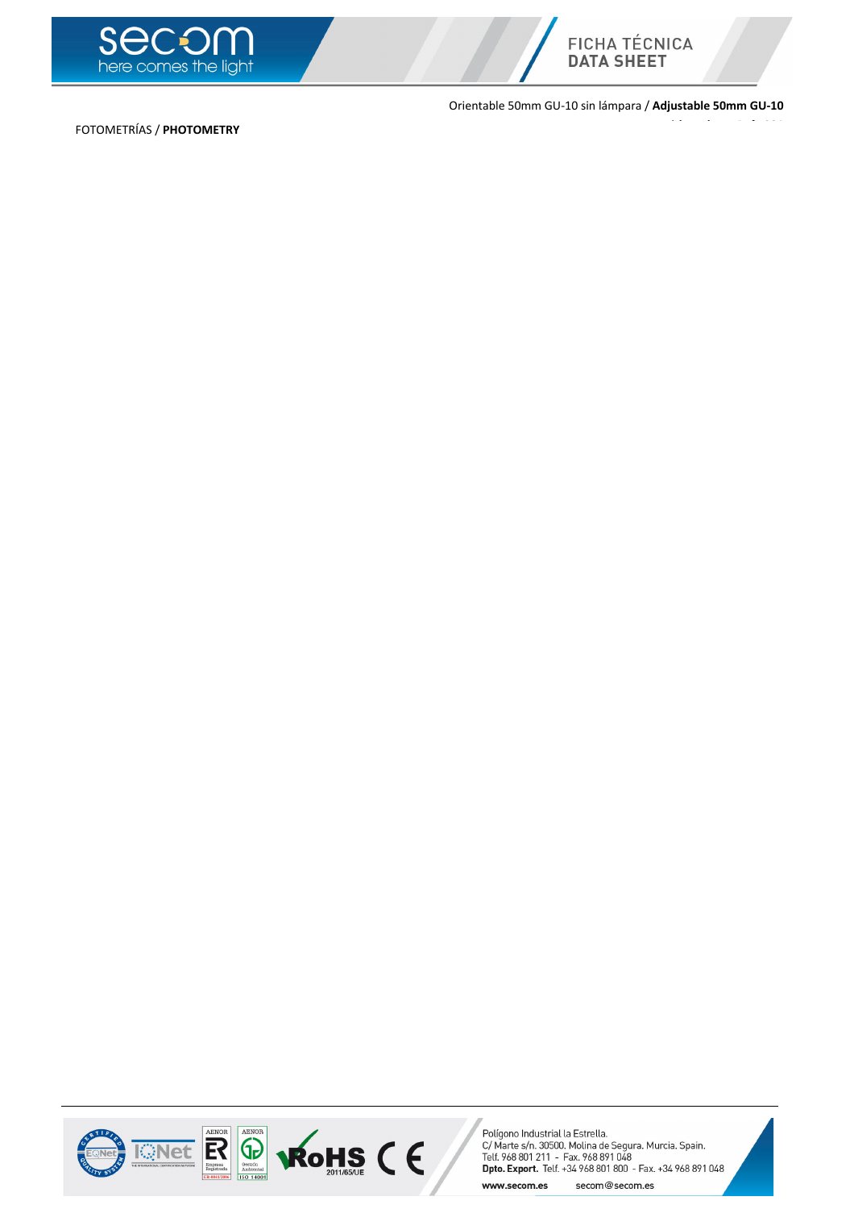Orientable 50mm GU-10 sin lámpara / **Adjustable 50mm GU-10**

FOTOMETRÍAS / **PHOTOMETRY**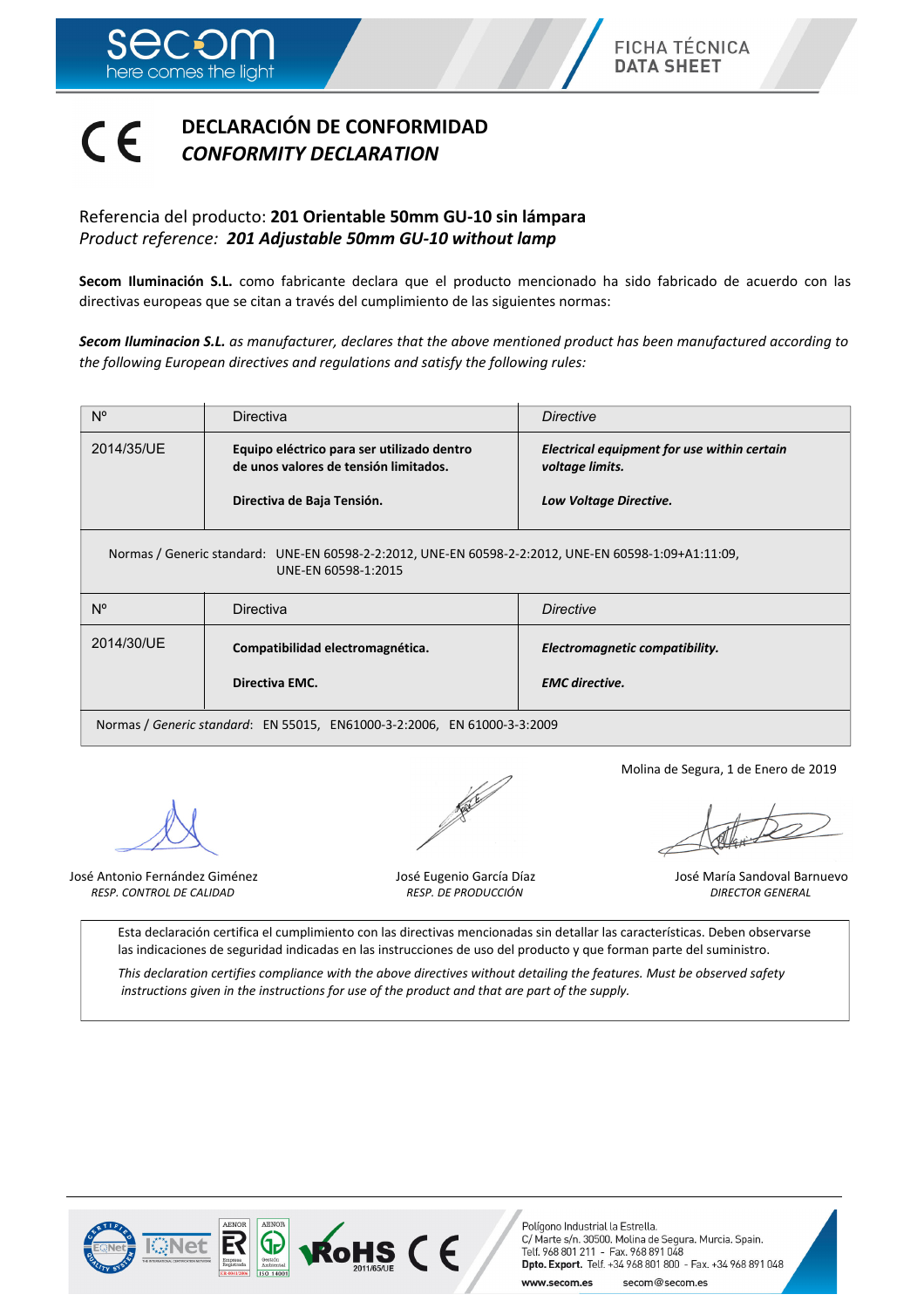# DECLARACIÓN DE CONFORMIDAD
## *CONFORMITY DECLARATION*

Referencia del producto: **201 Orientable 50mm GU-10 sin lámpara**
*Product reference:* ***201 Adjustable 50mm GU-10 without lamp***

**Secom Iluminación S.L.** como fabricante declara que el producto mencionado ha sido fabricado de acuerdo con las directivas europeas que se citan a través del cumplimiento de las siguientes normas:

***Secom Iluminacion S.L.*** *as manufacturer, declares that the above mentioned product has been manufactured according to the following European directives and regulations and satisfy the following rules:*

| Nº | Directiva | *Directive* |
|---|---|---|
| 2014/35/UE | **Equipo eléctrico para ser utilizado dentro de unos valores de tensión limitados.** <br><br> **Directiva de Baja Tensión.** | ***Electrical equipment for use within certain voltage limits.*** <br><br> ***Low Voltage Directive.*** |
| Normas / Generic standard: UNE-EN 60598-2-2:2012, UNE-EN 60598-2-2:2012, UNE-EN 60598-1:09+A1:11:09, UNE-EN 60598-1:2015 | | |
| Nº | Directiva | *Directive* |
| 2014/30/UE | **Compatibilidad electromagnética.** <br><br> **Directiva EMC.** | ***Electromagnetic compatibility.*** <br><br> ***EMC directive.*** |
| Normas / *Generic standard*: EN 55015, EN61000-3-2:2006, EN 61000-3-3:2009 | | |

Molina de Segura, 1 de Enero de 2019

| | | |
|---|---|---|
| José Antonio Fernández Giménez<br>*RESP. CONTROL DE CALIDAD* | José Eugenio García Díaz<br>*RESP. DE PRODUCCIÓN* | José María Sandoval Barnuevo<br>*DIRECTOR GENERAL* |

Esta declaración certifica el cumplimiento con las directivas mencionadas sin detallar las características. Deben observarse las indicaciones de seguridad indicadas en las instrucciones de uso del producto y que forman parte del suministro.

*This declaration certifies compliance with the above directives without detailing the features. Must be observed safety instructions given in the instructions for use of the product and that are part of the supply.*